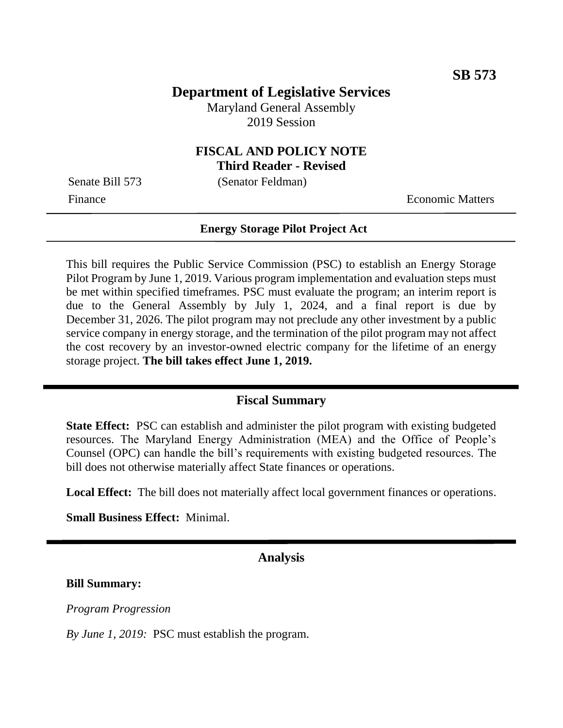**SB 573**

# Department of Legislative Services

Maryland General Assembly
2019 Session

## FISCAL AND POLICY NOTE
**Third Reader - Revised**

Senate Bill 573 (Senator Feldman)

Finance Economic Matters

---

**Energy Storage Pilot Project Act**

---

This bill requires the Public Service Commission (PSC) to establish an Energy Storage Pilot Program by June 1, 2019. Various program implementation and evaluation steps must be met within specified timeframes. PSC must evaluate the program; an interim report is due to the General Assembly by July 1, 2024, and a final report is due by December 31, 2026. The pilot program may not preclude any other investment by a public service company in energy storage, and the termination of the pilot program may not affect the cost recovery by an investor-owned electric company for the lifetime of an energy storage project. **The bill takes effect June 1, 2019.**

---

## Fiscal Summary

**State Effect:** PSC can establish and administer the pilot program with existing budgeted resources. The Maryland Energy Administration (MEA) and the Office of People's Counsel (OPC) can handle the bill's requirements with existing budgeted resources. The bill does not otherwise materially affect State finances or operations.

**Local Effect:** The bill does not materially affect local government finances or operations.

**Small Business Effect:** Minimal.

---

## Analysis

**Bill Summary:**

*Program Progression*

*By June 1, 2019:* PSC must establish the program.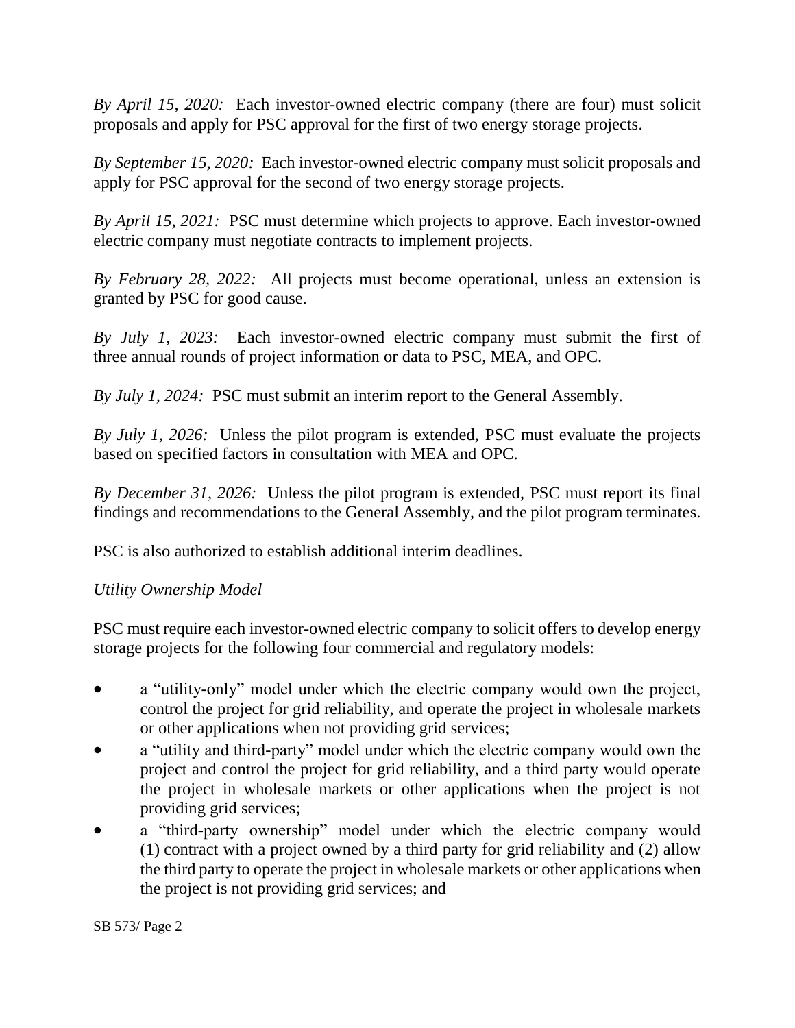*By April 15, 2020:* Each investor-owned electric company (there are four) must solicit proposals and apply for PSC approval for the first of two energy storage projects.

*By September 15, 2020:* Each investor-owned electric company must solicit proposals and apply for PSC approval for the second of two energy storage projects.

*By April 15, 2021:* PSC must determine which projects to approve. Each investor-owned electric company must negotiate contracts to implement projects.

*By February 28, 2022:* All projects must become operational, unless an extension is granted by PSC for good cause.

*By July 1, 2023:* Each investor-owned electric company must submit the first of three annual rounds of project information or data to PSC, MEA, and OPC.

*By July 1, 2024:* PSC must submit an interim report to the General Assembly.

*By July 1, 2026:* Unless the pilot program is extended, PSC must evaluate the projects based on specified factors in consultation with MEA and OPC.

*By December 31, 2026:* Unless the pilot program is extended, PSC must report its final findings and recommendations to the General Assembly, and the pilot program terminates.

PSC is also authorized to establish additional interim deadlines.

*Utility Ownership Model*

PSC must require each investor-owned electric company to solicit offers to develop energy storage projects for the following four commercial and regulatory models:

- a "utility-only" model under which the electric company would own the project, control the project for grid reliability, and operate the project in wholesale markets or other applications when not providing grid services;
- a "utility and third-party" model under which the electric company would own the project and control the project for grid reliability, and a third party would operate the project in wholesale markets or other applications when the project is not providing grid services;
- a "third-party ownership" model under which the electric company would (1) contract with a project owned by a third party for grid reliability and (2) allow the third party to operate the project in wholesale markets or other applications when the project is not providing grid services; and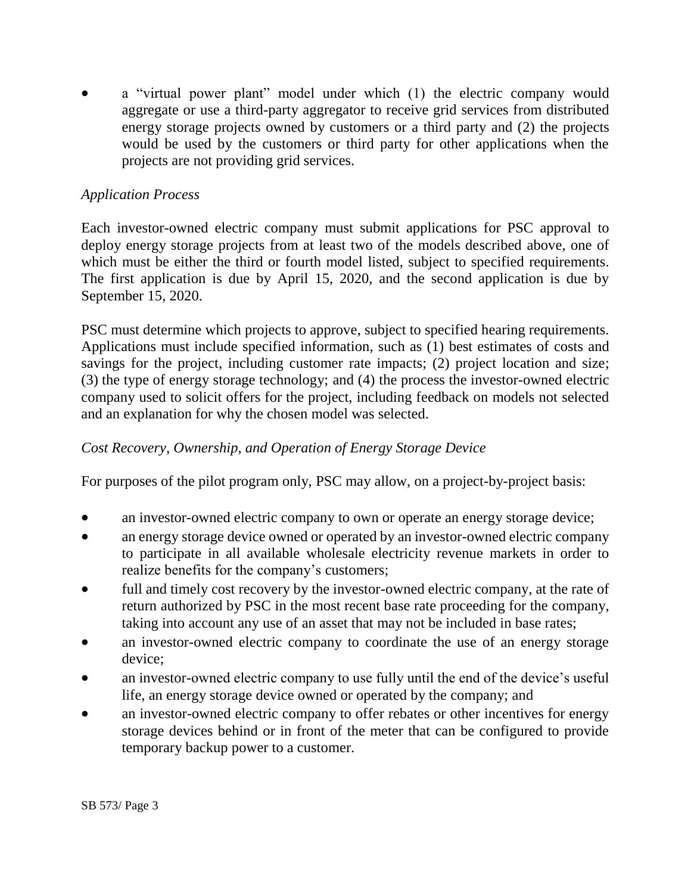- a "virtual power plant" model under which (1) the electric company would aggregate or use a third-party aggregator to receive grid services from distributed energy storage projects owned by customers or a third party and (2) the projects would be used by the customers or third party for other applications when the projects are not providing grid services.

*Application Process*

Each investor-owned electric company must submit applications for PSC approval to deploy energy storage projects from at least two of the models described above, one of which must be either the third or fourth model listed, subject to specified requirements. The first application is due by April 15, 2020, and the second application is due by September 15, 2020.

PSC must determine which projects to approve, subject to specified hearing requirements. Applications must include specified information, such as (1) best estimates of costs and savings for the project, including customer rate impacts; (2) project location and size; (3) the type of energy storage technology; and (4) the process the investor-owned electric company used to solicit offers for the project, including feedback on models not selected and an explanation for why the chosen model was selected.

*Cost Recovery, Ownership, and Operation of Energy Storage Device*

For purposes of the pilot program only, PSC may allow, on a project-by-project basis:

- an investor-owned electric company to own or operate an energy storage device;
- an energy storage device owned or operated by an investor-owned electric company to participate in all available wholesale electricity revenue markets in order to realize benefits for the company's customers;
- full and timely cost recovery by the investor-owned electric company, at the rate of return authorized by PSC in the most recent base rate proceeding for the company, taking into account any use of an asset that may not be included in base rates;
- an investor-owned electric company to coordinate the use of an energy storage device;
- an investor-owned electric company to use fully until the end of the device's useful life, an energy storage device owned or operated by the company; and
- an investor-owned electric company to offer rebates or other incentives for energy storage devices behind or in front of the meter that can be configured to provide temporary backup power to a customer.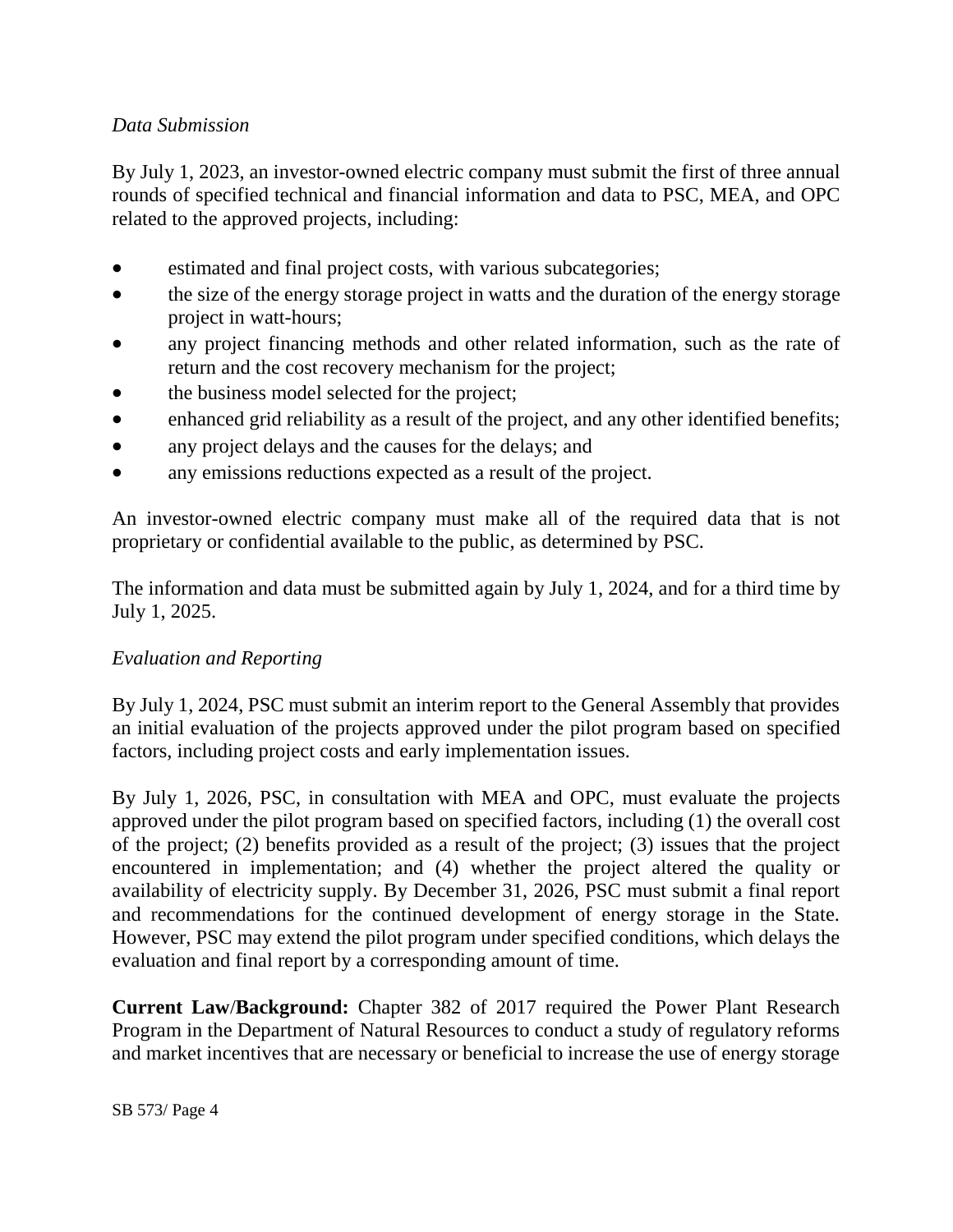*Data Submission*

By July 1, 2023, an investor-owned electric company must submit the first of three annual rounds of specified technical and financial information and data to PSC, MEA, and OPC related to the approved projects, including:

- estimated and final project costs, with various subcategories;
- the size of the energy storage project in watts and the duration of the energy storage project in watt-hours;
- any project financing methods and other related information, such as the rate of return and the cost recovery mechanism for the project;
- the business model selected for the project;
- enhanced grid reliability as a result of the project, and any other identified benefits;
- any project delays and the causes for the delays; and
- any emissions reductions expected as a result of the project.

An investor-owned electric company must make all of the required data that is not proprietary or confidential available to the public, as determined by PSC.

The information and data must be submitted again by July 1, 2024, and for a third time by July 1, 2025.

*Evaluation and Reporting*

By July 1, 2024, PSC must submit an interim report to the General Assembly that provides an initial evaluation of the projects approved under the pilot program based on specified factors, including project costs and early implementation issues.

By July 1, 2026, PSC, in consultation with MEA and OPC, must evaluate the projects approved under the pilot program based on specified factors, including (1) the overall cost of the project; (2) benefits provided as a result of the project; (3) issues that the project encountered in implementation; and (4) whether the project altered the quality or availability of electricity supply. By December 31, 2026, PSC must submit a final report and recommendations for the continued development of energy storage in the State. However, PSC may extend the pilot program under specified conditions, which delays the evaluation and final report by a corresponding amount of time.

**Current Law/Background:** Chapter 382 of 2017 required the Power Plant Research Program in the Department of Natural Resources to conduct a study of regulatory reforms and market incentives that are necessary or beneficial to increase the use of energy storage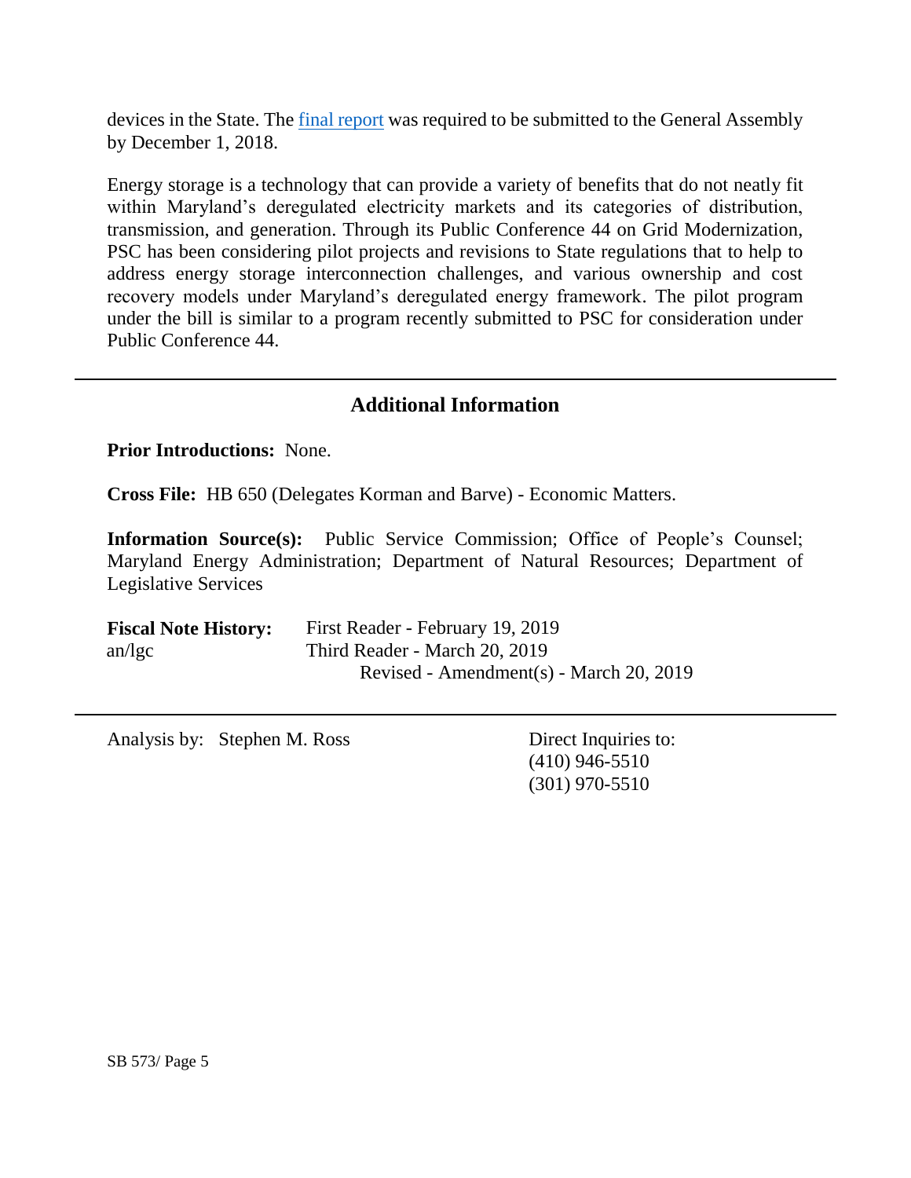devices in the State. The [final report] was required to be submitted to the General Assembly by December 1, 2018.

Energy storage is a technology that can provide a variety of benefits that do not neatly fit within Maryland's deregulated electricity markets and its categories of distribution, transmission, and generation. Through its Public Conference 44 on Grid Modernization, PSC has been considering pilot projects and revisions to State regulations that to help to address energy storage interconnection challenges, and various ownership and cost recovery models under Maryland's deregulated energy framework. The pilot program under the bill is similar to a program recently submitted to PSC for consideration under Public Conference 44.

## Additional Information

**Prior Introductions:** None.

**Cross File:** HB 650 (Delegates Korman and Barve) - Economic Matters.

**Information Source(s):** Public Service Commission; Office of People's Counsel; Maryland Energy Administration; Department of Natural Resources; Department of Legislative Services

**Fiscal Note History:** First Reader - February 19, 2019
an/lgc Third Reader - March 20, 2019
Revised - Amendment(s) - March 20, 2019

Analysis by: Stephen M. Ross

Direct Inquiries to:
(410) 946-5510
(301) 970-5510